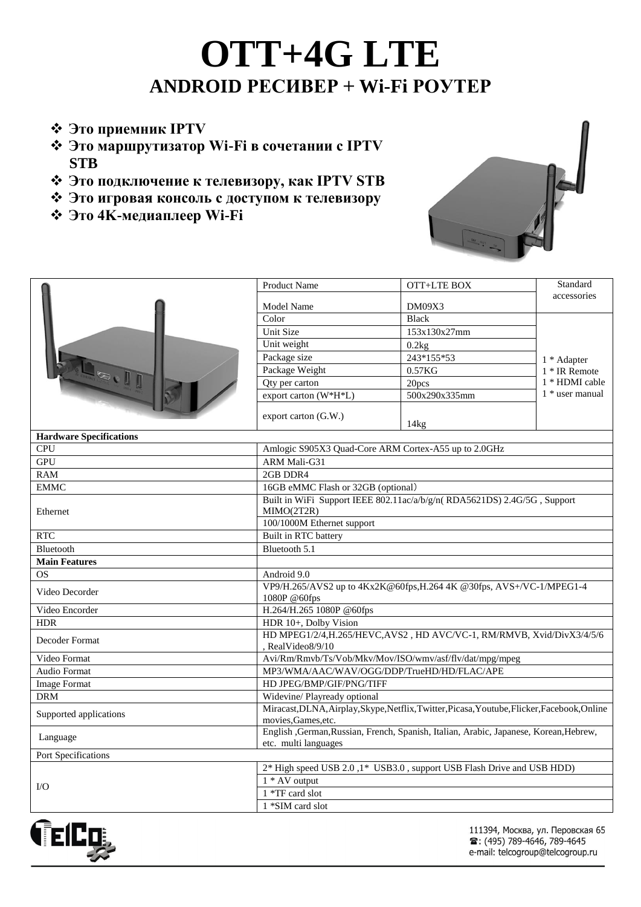# OTT+4G LTE

## ANDROID РЕСИВЕР + Wi-Fi РОУТЕР

- **Это приемник IPTV**
- **Это маршрутизатор Wi-Fi в сочетании с IPTV STB**
- **Это подключение к телевизору, как IPTV STB**
- **Это игровая консоль с доступом к телевизору**
- **Это 4K-медиаплеер Wi-Fi**

| | Product Name | OTT+LTE BOX | Standard accessories |
|---|---|---|---|
| | Model Name | DM09X3 | |
| | Color | Black | 1 * Adapter<br>1 * IR Remote<br>1 * HDMI cable<br>1 * user manual |
| | Unit Size | 153x130x27mm | |
| | Unit weight | 0.2kg | |
| | Package size | 243*155*53 | |
| | Package Weight | 0.57KG | |
| | Qty per carton | 20pcs | |
| | export carton (W*H*L) | 500x290x335mm | |
| | export carton (G.W.) | 14kg | |
| **Hardware Specifications** | | | |
| CPU | Amlogic S905X3 Quad-Core ARM Cortex-A55 up to 2.0GHz | | |
| GPU | ARM Mali-G31 | | |
| RAM | 2GB DDR4 | | |
| EMMC | 16GB eMMC Flash or 32GB (optional) | | |
| Ethernet | Built in WiFi Support IEEE 802.11ac/a/b/g/n( RDA5621DS) 2.4G/5G , Support MIMO(2T2R) | | |
| | 100/1000M Ethernet support | | |
| RTC | Built in RTC battery | | |
| Bluetooth | Bluetooth 5.1 | | |
| **Main Features** | | | |
| OS | Android 9.0 | | |
| Video Decorder | VP9/H.265/AVS2 up to 4Kx2K@60fps,H.264 4K @30fps, AVS+/VC-1/MPEG1-4 1080P @60fps | | |
| Video Encorder | H.264/H.265 1080P @60fps | | |
| HDR | HDR 10+, Dolby Vision | | |
| Decoder Format | HD MPEG1/2/4,H.265/HEVC,AVS2 , HD AVC/VC-1, RM/RMVB, Xvid/DivX3/4/5/6 , RealVideo8/9/10 | | |
| Video Format | Avi/Rm/Rmvb/Ts/Vob/Mkv/Mov/ISO/wmv/asf/flv/dat/mpg/mpeg | | |
| Audio Format | MP3/WMA/AAC/WAV/OGG/DDP/TrueHD/HD/FLAC/APE | | |
| Image Format | HD JPEG/BMP/GIF/PNG/TIFF | | |
| DRM | Widevine/ Playready optional | | |
| Supported applications | Miracast,DLNA,Airplay,Skype,Netflix,Twitter,Picasa,Youtube,Flicker,Facebook,Online movies,Games,etc. | | |
| Language | English ,German,Russian, French, Spanish, Italian, Arabic, Japanese, Korean,Hebrew, etc. multi languages | | |
| Port Specifications | | | |
| I/O | 2* High speed USB 2.0 ,1* USB3.0 , support USB Flash Drive and USB HDD) | | |
| | 1 * AV output | | |
| | 1 *TF card slot | | |
| | 1 *SIM card slot | | |

111394, Москва, ул. Перовская 65
☎: (495) 789-4646, 789-4645
e-mail: telcogroup@telcogroup.ru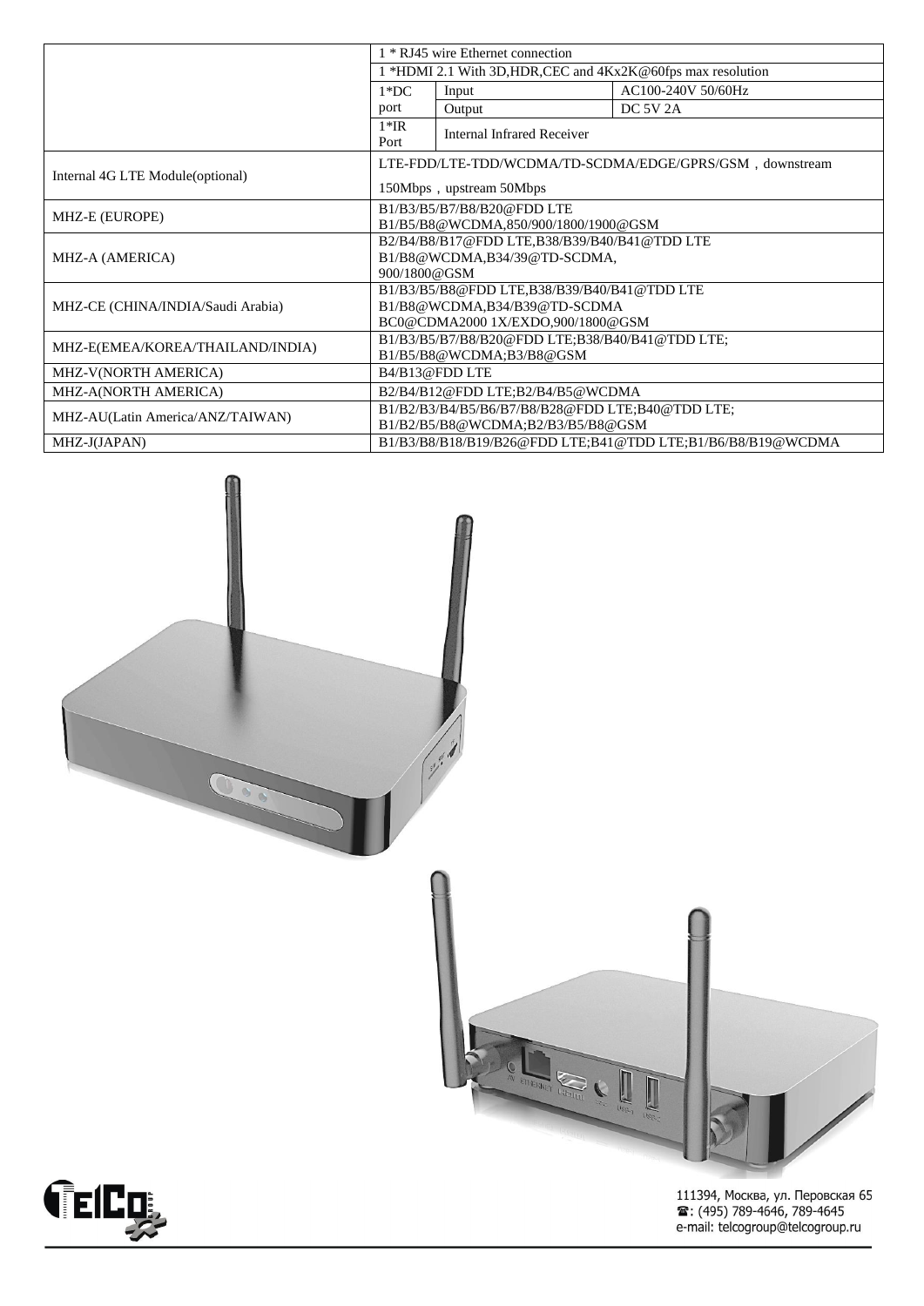| | 1 * RJ45 wire Ethernet connection | | |
|---|---|---|---|
| | 1 *HDMI 2.1 With 3D,HDR,CEC and 4Kx2K@60fps max resolution | | |
| | 1*DC port | Input | AC100-240V 50/60Hz |
| | | Output | DC 5V 2A |
| | 1*IR Port | Internal Infrared Receiver | |
| Internal 4G LTE Module(optional) | LTE-FDD/LTE-TDD/WCDMA/TD-SCDMA/EDGE/GPRS/GSM，downstream 150Mbps，upstream 50Mbps | | |
| MHZ-E (EUROPE) | B1/B3/B5/B7/B8/B20@FDD LTE B1/B5/B8@WCDMA,850/900/1800/1900@GSM | | |
| MHZ-A (AMERICA) | B2/B4/B8/B17@FDD LTE,B38/B39/B40/B41@TDD LTE B1/B8@WCDMA,B34/39@TD-SCDMA, 900/1800@GSM | | |
| MHZ-CE (CHINA/INDIA/Saudi Arabia) | B1/B3/B5/B8@FDD LTE,B38/B39/B40/B41@TDD LTE B1/B8@WCDMA,B34/B39@TD-SCDMA BC0@CDMA2000 1X/EXDO,900/1800@GSM | | |
| MHZ-E(EMEA/KOREA/THAILAND/INDIA) | B1/B3/B5/B7/B8/B20@FDD LTE;B38/B40/B41@TDD LTE; B1/B5/B8@WCDMA;B3/B8@GSM | | |
| MHZ-V(NORTH AMERICA) | B4/B13@FDD LTE | | |
| MHZ-A(NORTH AMERICA) | B2/B4/B12@FDD LTE;B2/B4/B5@WCDMA | | |
| MHZ-AU(Latin America/ANZ/TAIWAN) | B1/B2/B3/B4/B5/B6/B7/B8/B28@FDD LTE;B40@TDD LTE; B1/B2/B5/B8@WCDMA;B2/B3/B5/B8@GSM | | |
| MHZ-J(JAPAN) | B1/B3/B8/B18/B19/B26@FDD LTE;B41@TDD LTE;B1/B6/B8/B19@WCDMA | | |

111394, Москва, ул. Перовская 65
☎: (495) 789-4646, 789-4645
e-mail: telcogroup@telcogroup.ru